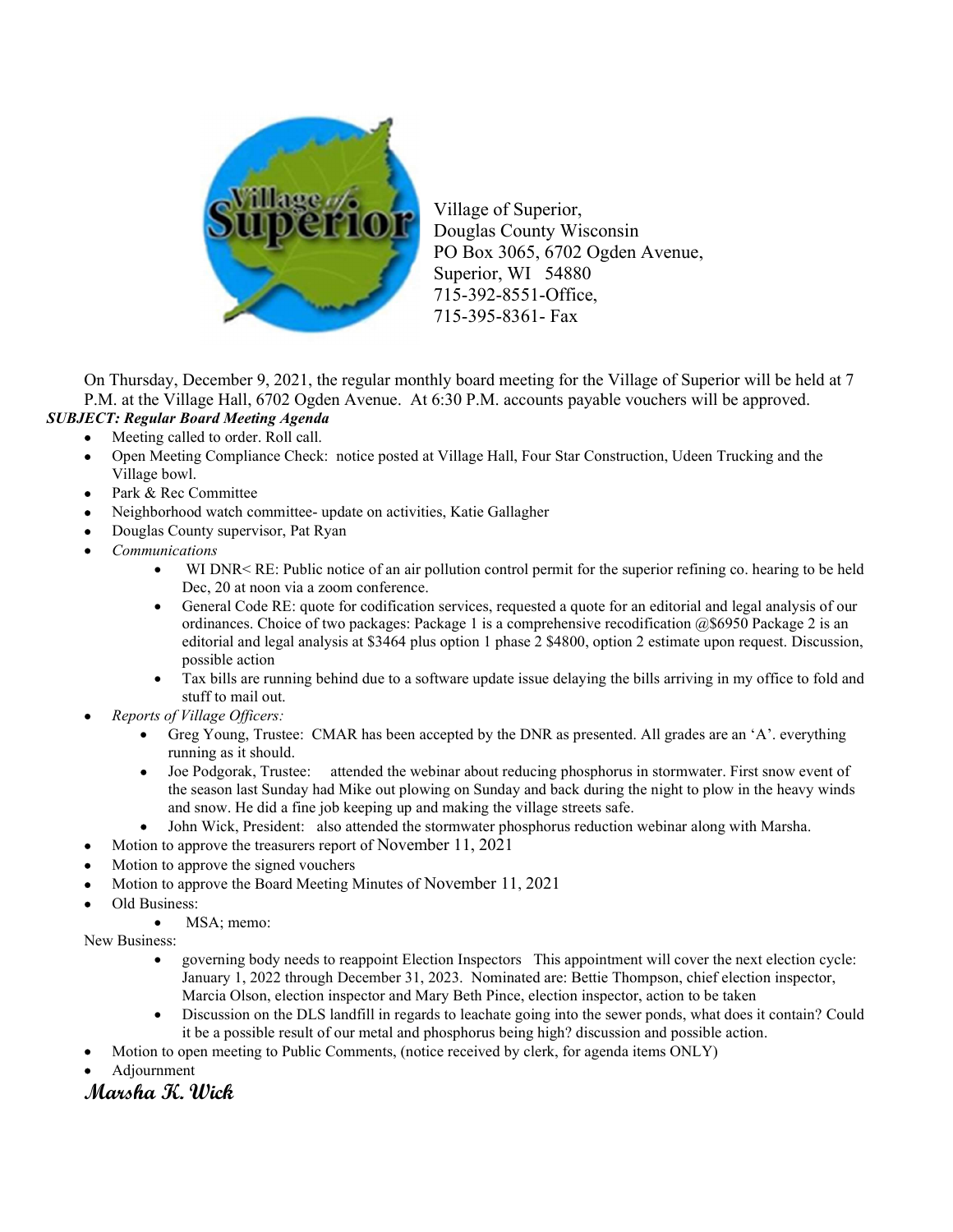Village of Superior,
Douglas County Wisconsin
PO Box 3065, 6702 Ogden Avenue,
Superior, WI 54880
715-392-8551-Office,
715-395-8361- Fax

On Thursday, December 9, 2021, the regular monthly board meeting for the Village of Superior will be held at 7 P.M. at the Village Hall, 6702 Ogden Avenue. At 6:30 P.M. accounts payable vouchers will be approved.

***SUBJECT: Regular Board Meeting Agenda***

- Meeting called to order. Roll call.
- Open Meeting Compliance Check: notice posted at Village Hall, Four Star Construction, Udeen Trucking and the Village bowl.
- Park & Rec Committee
- Neighborhood watch committee- update on activities, Katie Gallagher
- Douglas County supervisor, Pat Ryan
- *Communications*
  - WI DNR< RE: Public notice of an air pollution control permit for the superior refining co. hearing to be held Dec, 20 at noon via a zoom conference.
  - General Code RE: quote for codification services, requested a quote for an editorial and legal analysis of our ordinances. Choice of two packages: Package 1 is a comprehensive recodification @$6950 Package 2 is an editorial and legal analysis at $3464 plus option 1 phase 2 $4800, option 2 estimate upon request. Discussion, possible action
  - Tax bills are running behind due to a software update issue delaying the bills arriving in my office to fold and stuff to mail out.
- *Reports of Village Officers:*
  - Greg Young, Trustee: CMAR has been accepted by the DNR as presented. All grades are an 'A'. everything running as it should.
  - Joe Podgorak, Trustee: attended the webinar about reducing phosphorus in stormwater. First snow event of the season last Sunday had Mike out plowing on Sunday and back during the night to plow in the heavy winds and snow. He did a fine job keeping up and making the village streets safe.
  - John Wick, President: also attended the stormwater phosphorus reduction webinar along with Marsha.
- Motion to approve the treasurers report of November 11, 2021
- Motion to approve the signed vouchers
- Motion to approve the Board Meeting Minutes of November 11, 2021
- Old Business:
  - MSA; memo:

New Business:

  - governing body needs to reappoint Election Inspectors This appointment will cover the next election cycle: January 1, 2022 through December 31, 2023. Nominated are: Bettie Thompson, chief election inspector, Marcia Olson, election inspector and Mary Beth Pince, election inspector, action to be taken
  - Discussion on the DLS landfill in regards to leachate going into the sewer ponds, what does it contain? Could it be a possible result of our metal and phosphorus being high? discussion and possible action.
- Motion to open meeting to Public Comments, (notice received by clerk, for agenda items ONLY)
- Adjournment

***Marsha K. Wick***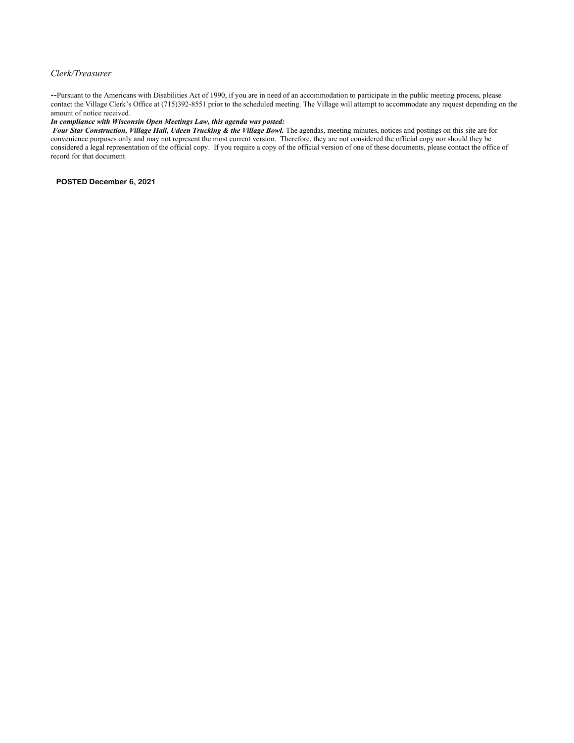*Clerk/Treasurer*

--Pursuant to the Americans with Disabilities Act of 1990, if you are in need of an accommodation to participate in the public meeting process, please contact the Village Clerk's Office at (715)392-8551 prior to the scheduled meeting. The Village will attempt to accommodate any request depending on the amount of notice received.

***In compliance with Wisconsin Open Meetings Law, this agenda was posted:***

***Four Star Construction, Village Hall, Udeen Trucking & the Village Bowl.*** The agendas, meeting minutes, notices and postings on this site are for convenience purposes only and may not represent the most current version. Therefore, they are not considered the official copy nor should they be considered a legal representation of the official copy. If you require a copy of the official version of one of these documents, please contact the office of record for that document.

**POSTED December 6, 2021**